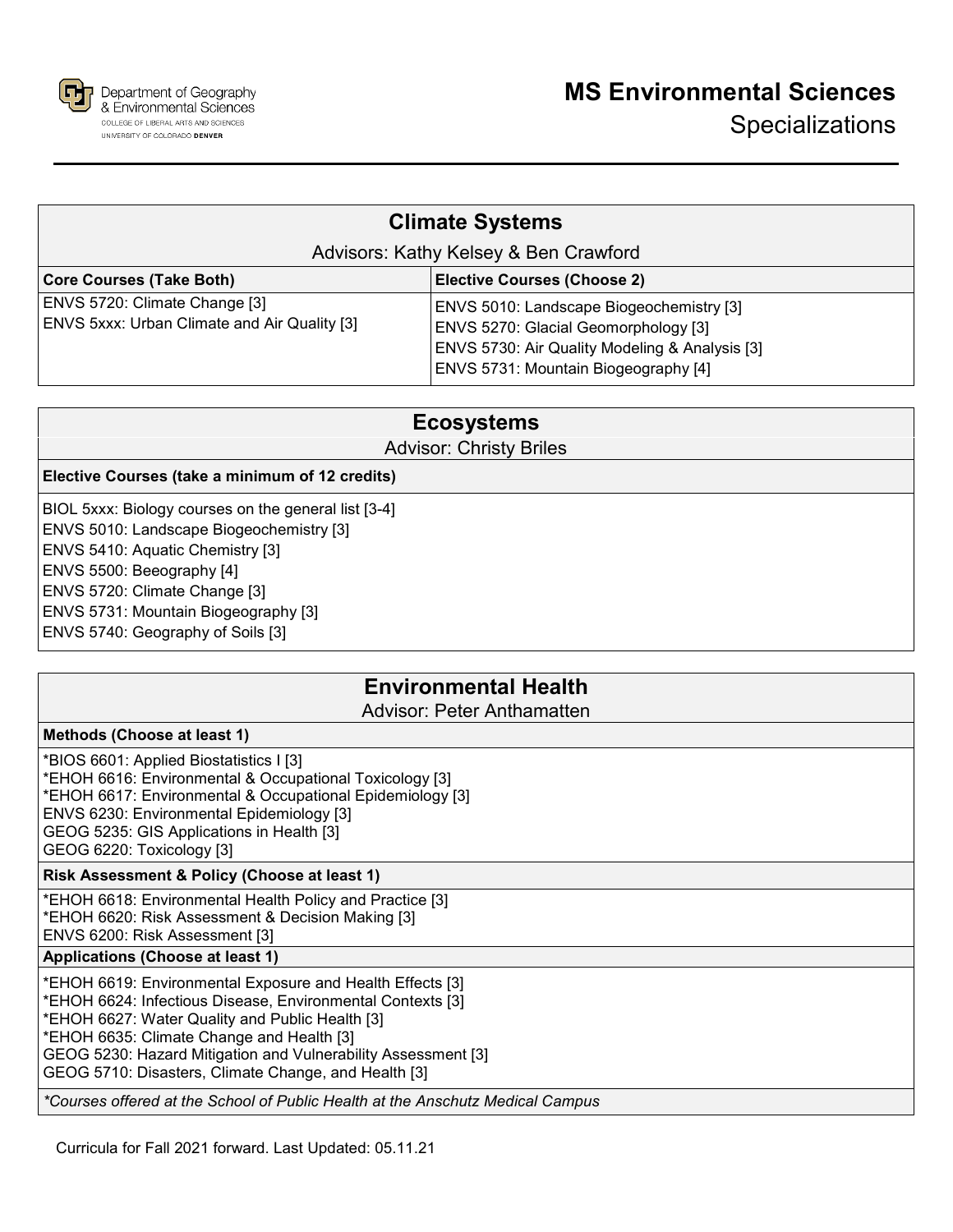Department of Geography & Environmental Sciences
COLLEGE OF LIBERAL ARTS AND SCIENCES
UNIVERSITY OF COLORADO DENVER

# MS Environmental Sciences
## Specializations

### Climate Systems

Advisors: Kathy Kelsey & Ben Crawford

| Core Courses (Take Both) | Elective Courses (Choose 2) |
|---|---|
| ENVS 5720: Climate Change [3]<br>ENVS 5xxx: Urban Climate and Air Quality [3] | ENVS 5010: Landscape Biogeochemistry [3]<br>ENVS 5270: Glacial Geomorphology [3]<br>ENVS 5730: Air Quality Modeling & Analysis [3]<br>ENVS 5731: Mountain Biogeography [4] |

### Ecosystems

Advisor: Christy Briles

**Elective Courses (take a minimum of 12 credits)**

BIOL 5xxx: Biology courses on the general list [3-4]
ENVS 5010: Landscape Biogeochemistry [3]
ENVS 5410: Aquatic Chemistry [3]
ENVS 5500: Beeography [4]
ENVS 5720: Climate Change [3]
ENVS 5731: Mountain Biogeography [3]
ENVS 5740: Geography of Soils [3]

### Environmental Health

Advisor: Peter Anthamatten

**Methods (Choose at least 1)**

*BIOS 6601: Applied Biostatistics I [3]
*EHOH 6616: Environmental & Occupational Toxicology [3]
*EHOH 6617: Environmental & Occupational Epidemiology [3]
ENVS 6230: Environmental Epidemiology [3]
GEOG 5235: GIS Applications in Health [3]
GEOG 6220: Toxicology [3]

**Risk Assessment & Policy (Choose at least 1)**

*EHOH 6618: Environmental Health Policy and Practice [3]
*EHOH 6620: Risk Assessment & Decision Making [3]
ENVS 6200: Risk Assessment [3]

**Applications (Choose at least 1)**

*EHOH 6619: Environmental Exposure and Health Effects [3]
*EHOH 6624: Infectious Disease, Environmental Contexts [3]
*EHOH 6627: Water Quality and Public Health [3]
*EHOH 6635: Climate Change and Health [3]
GEOG 5230: Hazard Mitigation and Vulnerability Assessment [3]
GEOG 5710: Disasters, Climate Change, and Health [3]

*\*Courses offered at the School of Public Health at the Anschutz Medical Campus*

Curricula for Fall 2021 forward. Last Updated: 05.11.21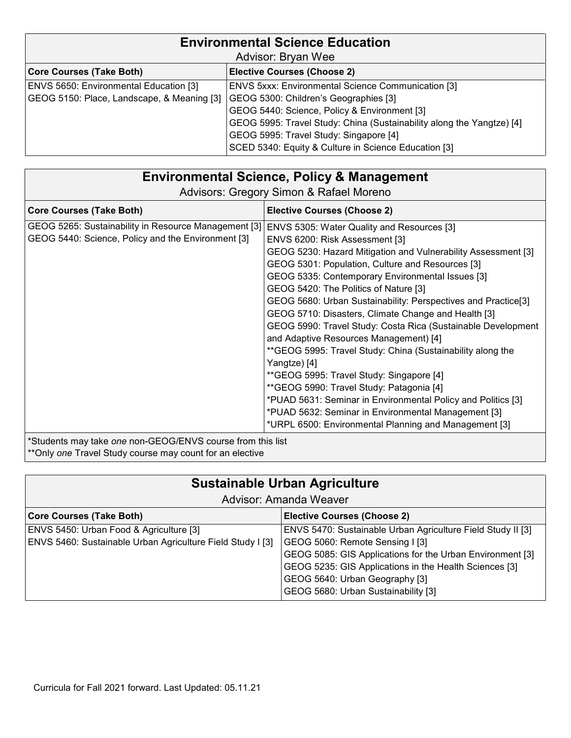## Environmental Science Education

Advisor: Bryan Wee

| Core Courses (Take Both) | Elective Courses (Choose 2) |
| --- | --- |
| ENVS 5650: Environmental Education [3] | ENVS 5xxx: Environmental Science Communication [3] |
| GEOG 5150: Place, Landscape, & Meaning [3] | GEOG 5300: Children's Geographies [3] |
| | GEOG 5440: Science, Policy & Environment [3] |
| | GEOG 5995: Travel Study: China (Sustainability along the Yangtze) [4] |
| | GEOG 5995: Travel Study: Singapore [4] |
| | SCED 5340: Equity & Culture in Science Education [3] |

## Environmental Science, Policy & Management

Advisors: Gregory Simon & Rafael Moreno

| Core Courses (Take Both) | Elective Courses (Choose 2) |
| --- | --- |
| GEOG 5265: Sustainability in Resource Management [3] | ENVS 5305: Water Quality and Resources [3] |
| GEOG 5440: Science, Policy and the Environment [3] | ENVS 6200: Risk Assessment [3] |
| | GEOG 5230: Hazard Mitigation and Vulnerability Assessment [3] |
| | GEOG 5301: Population, Culture and Resources [3] |
| | GEOG 5335: Contemporary Environmental Issues [3] |
| | GEOG 5420: The Politics of Nature [3] |
| | GEOG 5680: Urban Sustainability: Perspectives and Practice[3] |
| | GEOG 5710: Disasters, Climate Change and Health [3] |
| | GEOG 5990: Travel Study: Costa Rica (Sustainable Development and Adaptive Resources Management) [4] |
| | **GEOG 5995: Travel Study: China (Sustainability along the Yangtze) [4] |
| | **GEOG 5995: Travel Study: Singapore [4] |
| | **GEOG 5990: Travel Study: Patagonia [4] |
| | *PUAD 5631: Seminar in Environmental Policy and Politics [3] |
| | *PUAD 5632: Seminar in Environmental Management [3] |
| | *URPL 6500: Environmental Planning and Management [3] |

*Students may take *one* non-GEOG/ENVS course from this list
**Only *one* Travel Study course may count for an elective

## Sustainable Urban Agriculture

Advisor: Amanda Weaver

| Core Courses (Take Both) | Elective Courses (Choose 2) |
| --- | --- |
| ENVS 5450: Urban Food & Agriculture [3] | ENVS 5470: Sustainable Urban Agriculture Field Study II [3] |
| ENVS 5460: Sustainable Urban Agriculture Field Study I [3] | GEOG 5060: Remote Sensing I [3] |
| | GEOG 5085: GIS Applications for the Urban Environment [3] |
| | GEOG 5235: GIS Applications in the Health Sciences [3] |
| | GEOG 5640: Urban Geography [3] |
| | GEOG 5680: Urban Sustainability [3] |

Curricula for Fall 2021 forward. Last Updated: 05.11.21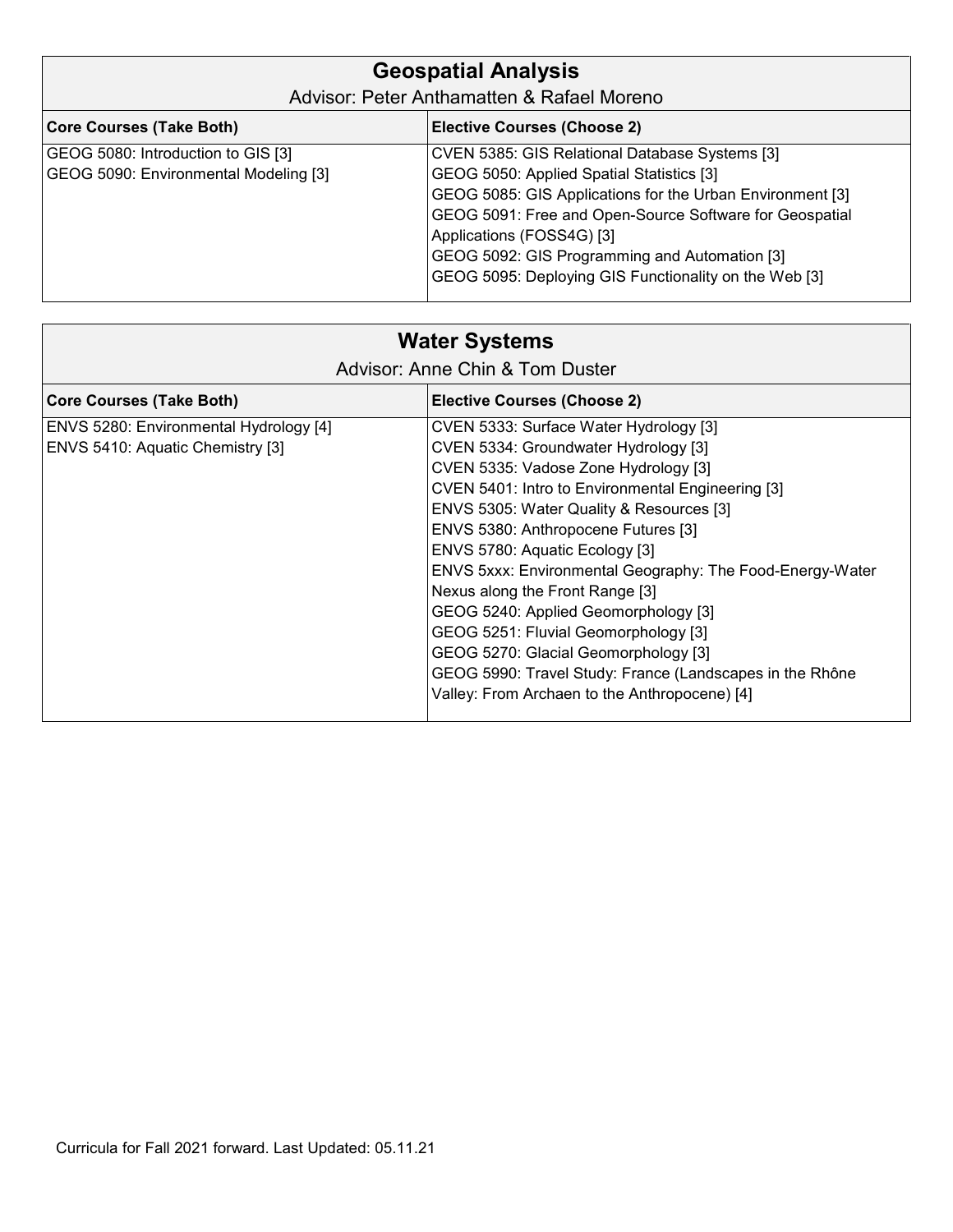## Geospatial Analysis

Advisor: Peter Anthamatten & Rafael Moreno

| Core Courses (Take Both) | Elective Courses (Choose 2) |
|---|---|
| GEOG 5080: Introduction to GIS [3]<br>GEOG 5090: Environmental Modeling [3] | CVEN 5385: GIS Relational Database Systems [3]<br>GEOG 5050: Applied Spatial Statistics [3]<br>GEOG 5085: GIS Applications for the Urban Environment [3]<br>GEOG 5091: Free and Open-Source Software for Geospatial Applications (FOSS4G) [3]<br>GEOG 5092: GIS Programming and Automation [3]<br>GEOG 5095: Deploying GIS Functionality on the Web [3] |

## Water Systems

Advisor: Anne Chin & Tom Duster

| Core Courses (Take Both) | Elective Courses (Choose 2) |
|---|---|
| ENVS 5280: Environmental Hydrology [4]<br>ENVS 5410: Aquatic Chemistry [3] | CVEN 5333: Surface Water Hydrology [3]<br>CVEN 5334: Groundwater Hydrology [3]<br>CVEN 5335: Vadose Zone Hydrology [3]<br>CVEN 5401: Intro to Environmental Engineering [3]<br>ENVS 5305: Water Quality & Resources [3]<br>ENVS 5380: Anthropocene Futures [3]<br>ENVS 5780: Aquatic Ecology [3]<br>ENVS 5xxx: Environmental Geography: The Food-Energy-Water Nexus along the Front Range [3]<br>GEOG 5240: Applied Geomorphology [3]<br>GEOG 5251: Fluvial Geomorphology [3]<br>GEOG 5270: Glacial Geomorphology [3]<br>GEOG 5990: Travel Study: France (Landscapes in the Rhône Valley: From Archaen to the Anthropocene) [4] |

Curricula for Fall 2021 forward. Last Updated: 05.11.21